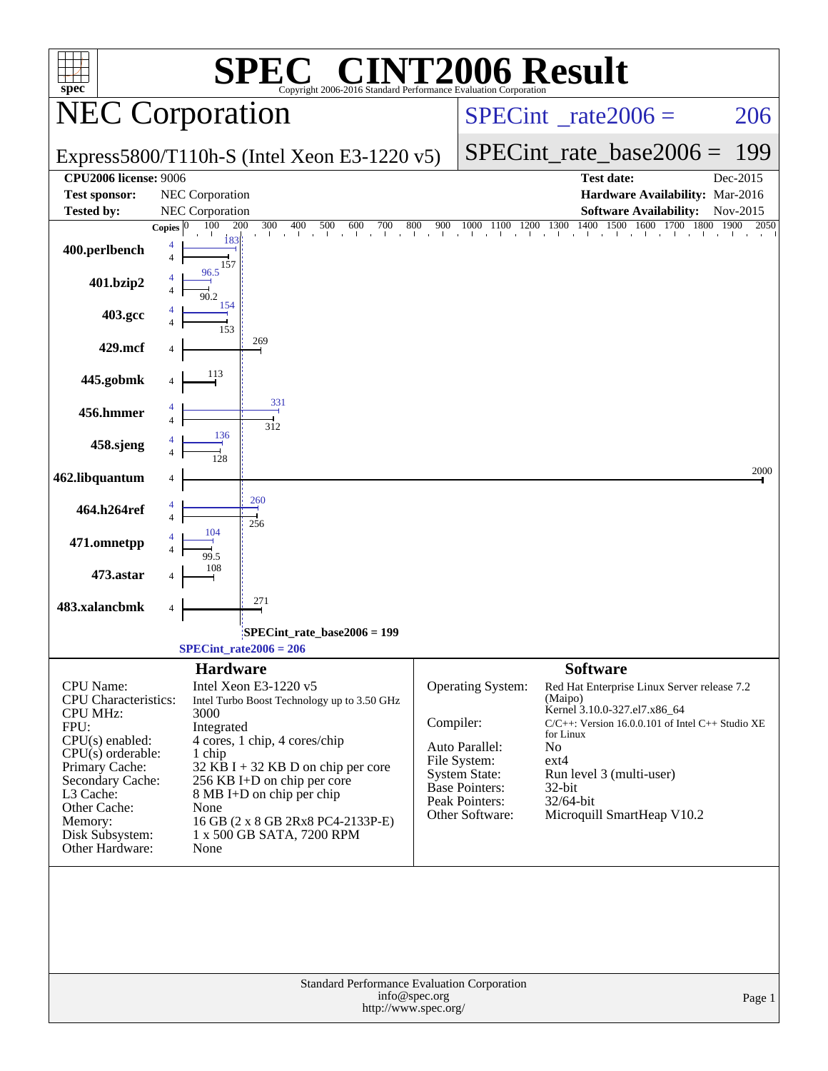# SPEC® CINT2006 Result

Copyright 2006-2016 Standard Performance Evaluation Corporation

## NEC Corporation

**Express5800/T110h-S (Intel Xeon E3-1220 v5)**

SPECint_rate2006 = 206

SPECint_rate_base2006 = 199

| | | | |
|---|---|---|---|
| **CPU2006 license:** 9006 | | **Test date:** | Dec-2015 |
| **Test sponsor:** | NEC Corporation | **Hardware Availability:** | Mar-2016 |
| **Tested by:** | NEC Corporation | **Software Availability:** | Nov-2015 |

| Benchmark | Copies | Peak | Base |
|---|---|---|---|
| 400.perlbench | 4 | 183 | 157 |
| 401.bzip2 | 4 | 96.5 | 90.2 |
| 403.gcc | 4 | 154 | 153 |
| 429.mcf | 4 | | 269 |
| 445.gobmk | 4 | | 113 |
| 456.hmmer | 4 | 331 | 312 |
| 458.sjeng | 4 | 136 | 128 |
| 462.libquantum | 4 | | 2000 |
| 464.h264ref | 4 | 260 | 256 |
| 471.omnetpp | 4 | 104 | 99.5 |
| 473.astar | 4 | | 108 |
| 483.xalancbmk | 4 | | 271 |

SPECint_rate_base2006 = 199

SPECint_rate2006 = 206

### Hardware

| | |
|---|---|
| CPU Name: | Intel Xeon E3-1220 v5 |
| CPU Characteristics: | Intel Turbo Boost Technology up to 3.50 GHz |
| CPU MHz: | 3000 |
| FPU: | Integrated |
| CPU(s) enabled: | 4 cores, 1 chip, 4 cores/chip |
| CPU(s) orderable: | 1 chip |
| Primary Cache: | 32 KB I + 32 KB D on chip per core |
| Secondary Cache: | 256 KB I+D on chip per core |
| L3 Cache: | 8 MB I+D on chip per chip |
| Other Cache: | None |
| Memory: | 16 GB (2 x 8 GB 2Rx8 PC4-2133P-E) |
| Disk Subsystem: | 1 x 500 GB SATA, 7200 RPM |
| Other Hardware: | None |

### Software

| | |
|---|---|
| Operating System: | Red Hat Enterprise Linux Server release 7.2 (Maipo) Kernel 3.10.0-327.el7.x86_64 |
| Compiler: | C/C++: Version 16.0.0.101 of Intel C++ Studio XE for Linux |
| Auto Parallel: | No |
| File System: | ext4 |
| System State: | Run level 3 (multi-user) |
| Base Pointers: | 32-bit |
| Peak Pointers: | 32/64-bit |
| Other Software: | Microquill SmartHeap V10.2 |

Standard Performance Evaluation Corporation
info@spec.org
http://www.spec.org/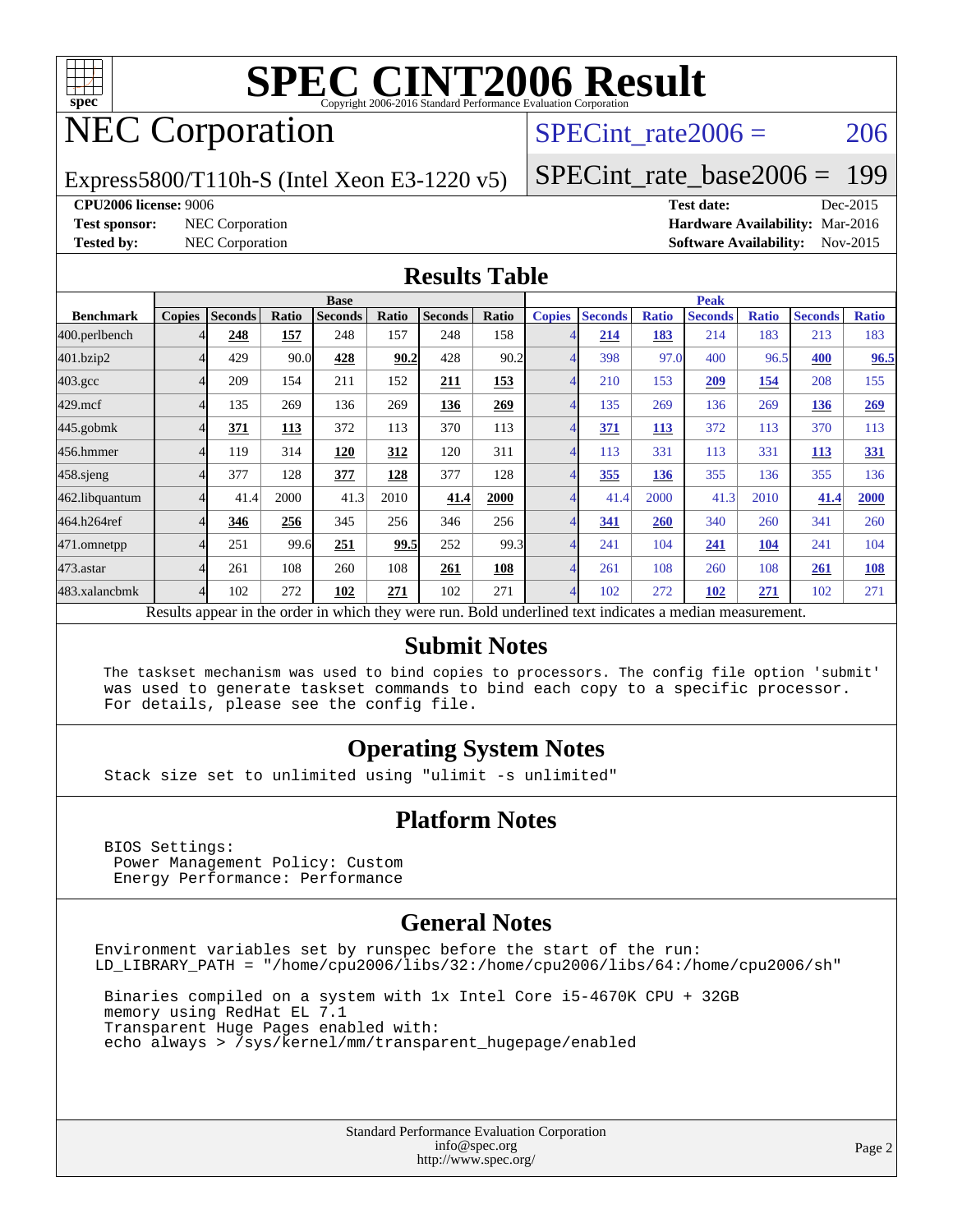# SPEC CINT2006 Result

Copyright 2006-2016 Standard Performance Evaluation Corporation

# NEC Corporation

Express5800/T110h-S (Intel Xeon E3-1220 v5)

SPECint_rate2006 = 206

SPECint_rate_base2006 = 199

**CPU2006 license:** 9006

**Test sponsor:** NEC Corporation

**Tested by:** NEC Corporation

**Test date:** Dec-2015

**Hardware Availability:** Mar-2016

**Software Availability:** Nov-2015

## Results Table

| | Base | | | | | | | Peak | | | | | | |
|---|---|---|---|---|---|---|---|---|---|---|---|---|---|---|
| **Benchmark** | **Copies** | **Seconds** | **Ratio** | **Seconds** | **Ratio** | **Seconds** | **Ratio** | **Copies** | **Seconds** | **Ratio** | **Seconds** | **Ratio** | **Seconds** | **Ratio** |
| 400.perlbench | 4 | **248** | **157** | 248 | 157 | 248 | 158 | 4 | **214** | **183** | 214 | 183 | 213 | 183 |
| 401.bzip2 | 4 | 429 | 90.0 | **428** | **90.2** | 428 | 90.2 | 4 | 398 | 97.0 | 400 | 96.5 | **400** | **96.5** |
| 403.gcc | 4 | 209 | 154 | 211 | 152 | **211** | **153** | 4 | 210 | 153 | **209** | **154** | 208 | 155 |
| 429.mcf | 4 | 135 | 269 | 136 | 269 | **136** | **269** | 4 | 135 | 269 | 136 | 269 | **136** | **269** |
| 445.gobmk | 4 | **371** | **113** | 372 | 113 | 370 | 113 | 4 | **371** | **113** | 372 | 113 | 370 | 113 |
| 456.hmmer | 4 | 119 | 314 | **120** | **312** | 120 | 311 | 4 | 113 | 331 | 113 | 331 | **113** | **331** |
| 458.sjeng | 4 | 377 | 128 | **377** | **128** | 377 | 128 | 4 | **355** | **136** | 355 | 136 | 355 | 136 |
| 462.libquantum | 4 | 41.4 | 2000 | 41.3 | 2010 | **41.4** | **2000** | 4 | 41.4 | 2000 | 41.3 | 2010 | **41.4** | **2000** |
| 464.h264ref | 4 | **346** | **256** | 345 | 256 | 346 | 256 | 4 | **341** | **260** | 340 | 260 | 341 | 260 |
| 471.omnetpp | 4 | 251 | 99.6 | **251** | **99.5** | 252 | 99.3 | 4 | 241 | 104 | **241** | **104** | 241 | 104 |
| 473.astar | 4 | 261 | 108 | 260 | 108 | **261** | **108** | 4 | 261 | 108 | 260 | 108 | **261** | **108** |
| 483.xalancbmk | 4 | 102 | 272 | **102** | **271** | 102 | 271 | 4 | 102 | 272 | **102** | **271** | 102 | 271 |

Results appear in the order in which they were run. Bold underlined text indicates a median measurement.

## Submit Notes

```
The taskset mechanism was used to bind copies to processors. The config file option 'submit'
was used to generate taskset commands to bind each copy to a specific processor.
For details, please see the config file.
```

## Operating System Notes

```
Stack size set to unlimited using "ulimit -s unlimited"
```

## Platform Notes

```
BIOS Settings:
 Power Management Policy: Custom
 Energy Performance: Performance
```

## General Notes

```
Environment variables set by runspec before the start of the run:
LD_LIBRARY_PATH = "/home/cpu2006/libs/32:/home/cpu2006/libs/64:/home/cpu2006/sh"

 Binaries compiled on a system with 1x Intel Core i5-4670K CPU + 32GB
 memory using RedHat EL 7.1
 Transparent Huge Pages enabled with:
 echo always > /sys/kernel/mm/transparent_hugepage/enabled
```

Standard Performance Evaluation Corporation
info@spec.org
http://www.spec.org/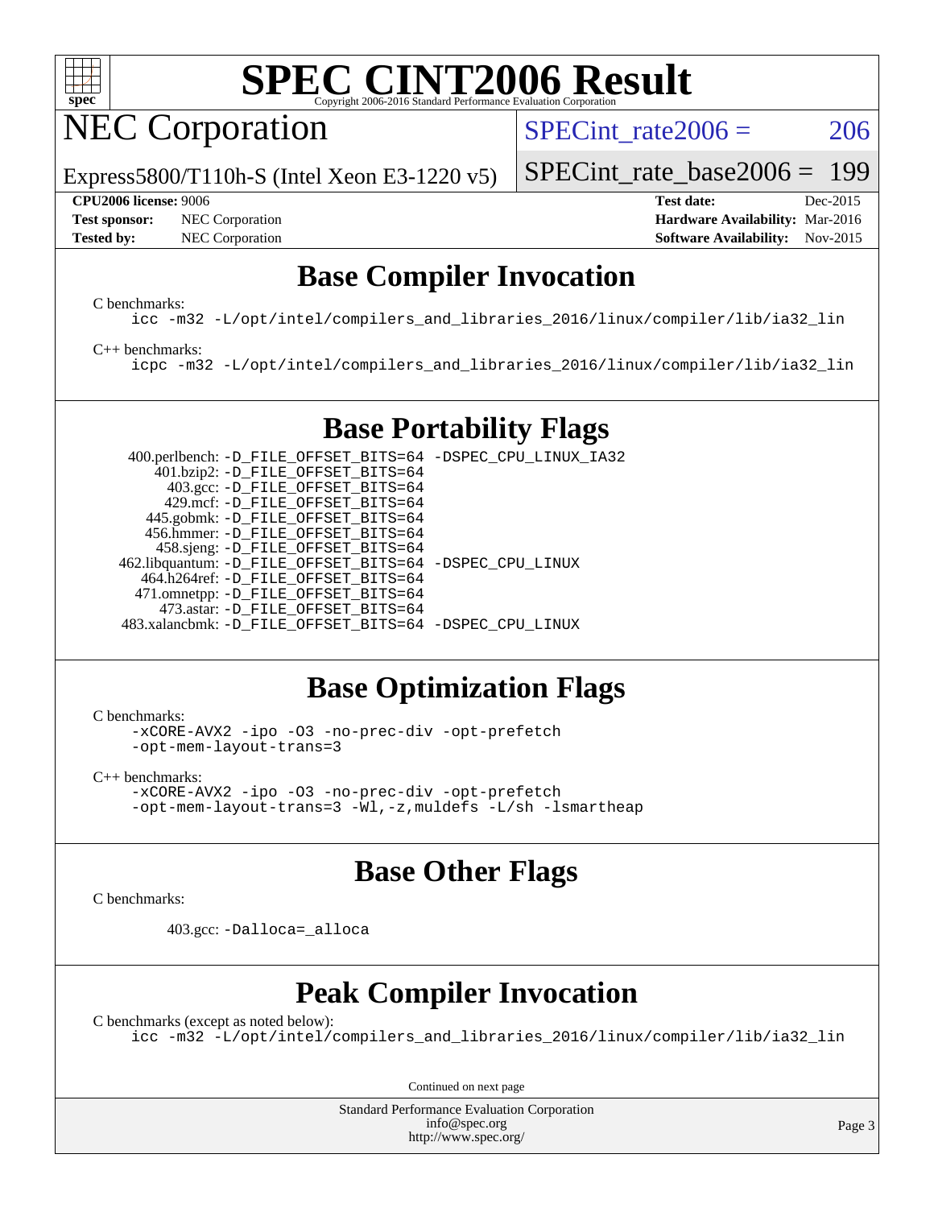# SPEC CINT2006 Result

Copyright 2006-2016 Standard Performance Evaluation Corporation

## NEC Corporation

Express5800/T110h-S (Intel Xeon E3-1220 v5)

SPECint_rate2006 = 206

SPECint_rate_base2006 = 199

**CPU2006 license:** 9006
**Test sponsor:** NEC Corporation
**Tested by:** NEC Corporation

**Test date:** Dec-2015
**Hardware Availability:** Mar-2016
**Software Availability:** Nov-2015

## Base Compiler Invocation

C benchmarks:

```
icc -m32 -L/opt/intel/compilers_and_libraries_2016/linux/compiler/lib/ia32_lin
```

C++ benchmarks:

```
icpc -m32 -L/opt/intel/compilers_and_libraries_2016/linux/compiler/lib/ia32_lin
```

## Base Portability Flags

| Benchmark | Flags |
|---|---|
| 400.perlbench: | -D_FILE_OFFSET_BITS=64 -DSPEC_CPU_LINUX_IA32 |
| 401.bzip2: | -D_FILE_OFFSET_BITS=64 |
| 403.gcc: | -D_FILE_OFFSET_BITS=64 |
| 429.mcf: | -D_FILE_OFFSET_BITS=64 |
| 445.gobmk: | -D_FILE_OFFSET_BITS=64 |
| 456.hmmer: | -D_FILE_OFFSET_BITS=64 |
| 458.sjeng: | -D_FILE_OFFSET_BITS=64 |
| 462.libquantum: | -D_FILE_OFFSET_BITS=64 -DSPEC_CPU_LINUX |
| 464.h264ref: | -D_FILE_OFFSET_BITS=64 |
| 471.omnetpp: | -D_FILE_OFFSET_BITS=64 |
| 473.astar: | -D_FILE_OFFSET_BITS=64 |
| 483.xalancbmk: | -D_FILE_OFFSET_BITS=64 -DSPEC_CPU_LINUX |

## Base Optimization Flags

C benchmarks:

```
-xCORE-AVX2 -ipo -O3 -no-prec-div -opt-prefetch
-opt-mem-layout-trans=3
```

C++ benchmarks:

```
-xCORE-AVX2 -ipo -O3 -no-prec-div -opt-prefetch
-opt-mem-layout-trans=3 -Wl,-z,muldefs -L/sh -lsmartheap
```

## Base Other Flags

C benchmarks:

403.gcc: `-Dalloca=_alloca`

## Peak Compiler Invocation

C benchmarks (except as noted below):

```
icc -m32 -L/opt/intel/compilers_and_libraries_2016/linux/compiler/lib/ia32_lin
```

Continued on next page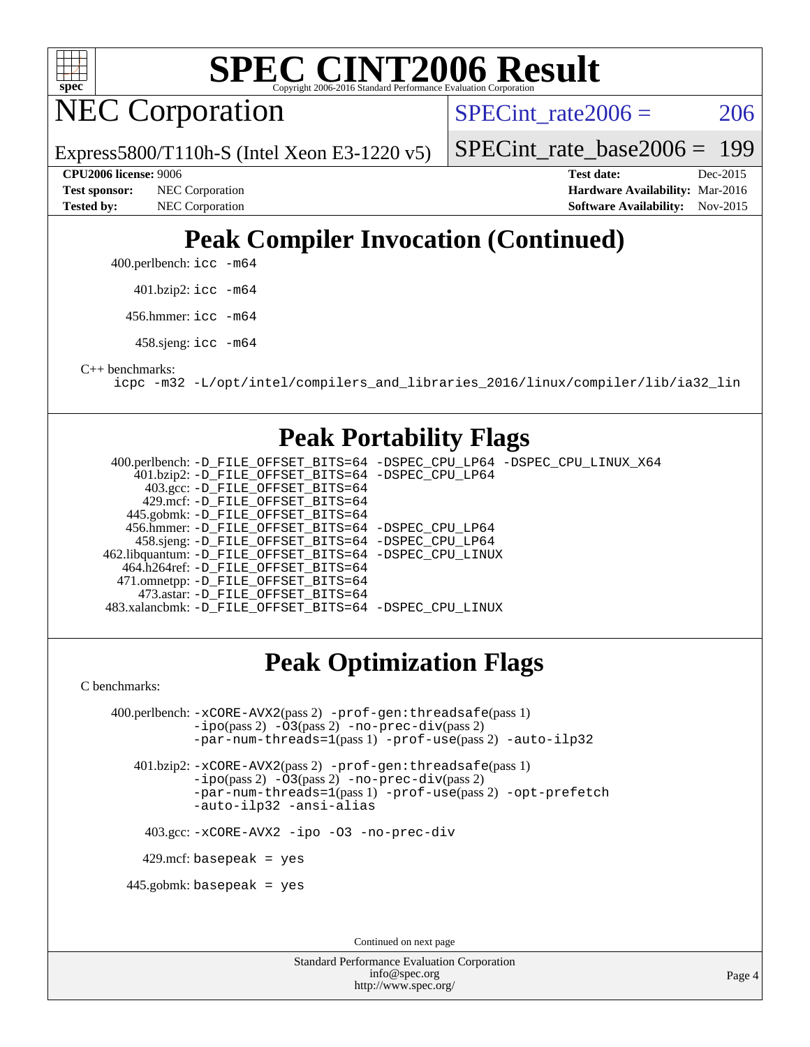# SPEC CINT2006 Result

Copyright 2006-2016 Standard Performance Evaluation Corporation

## NEC Corporation

Express5800/T110h-S (Intel Xeon E3-1220 v5)

SPECint_rate2006 = 206

SPECint_rate_base2006 = 199

**CPU2006 license:** 9006
**Test sponsor:** NEC Corporation
**Tested by:** NEC Corporation

**Test date:** Dec-2015
**Hardware Availability:** Mar-2016
**Software Availability:** Nov-2015

## Peak Compiler Invocation (Continued)

400.perlbench: `icc -m64`

401.bzip2: `icc -m64`

456.hmmer: `icc -m64`

458.sjeng: `icc -m64`

C++ benchmarks:

`icpc -m32 -L/opt/intel/compilers_and_libraries_2016/linux/compiler/lib/ia32_lin`

## Peak Portability Flags

400.perlbench: `-D_FILE_OFFSET_BITS=64 -DSPEC_CPU_LP64 -DSPEC_CPU_LINUX_X64`
401.bzip2: `-D_FILE_OFFSET_BITS=64 -DSPEC_CPU_LP64`
403.gcc: `-D_FILE_OFFSET_BITS=64`
429.mcf: `-D_FILE_OFFSET_BITS=64`
445.gobmk: `-D_FILE_OFFSET_BITS=64`
456.hmmer: `-D_FILE_OFFSET_BITS=64 -DSPEC_CPU_LP64`
458.sjeng: `-D_FILE_OFFSET_BITS=64 -DSPEC_CPU_LP64`
462.libquantum: `-D_FILE_OFFSET_BITS=64 -DSPEC_CPU_LINUX`
464.h264ref: `-D_FILE_OFFSET_BITS=64`
471.omnetpp: `-D_FILE_OFFSET_BITS=64`
473.astar: `-D_FILE_OFFSET_BITS=64`
483.xalancbmk: `-D_FILE_OFFSET_BITS=64 -DSPEC_CPU_LINUX`

## Peak Optimization Flags

C benchmarks:

400.perlbench: `-xCORE-AVX2`(pass 2) `-prof-gen:threadsafe`(pass 1) `-ipo`(pass 2) `-O3`(pass 2) `-no-prec-div`(pass 2) `-par-num-threads=1`(pass 1) `-prof-use`(pass 2) `-auto-ilp32`

401.bzip2: `-xCORE-AVX2`(pass 2) `-prof-gen:threadsafe`(pass 1) `-ipo`(pass 2) `-O3`(pass 2) `-no-prec-div`(pass 2) `-par-num-threads=1`(pass 1) `-prof-use`(pass 2) `-opt-prefetch` `-auto-ilp32` `-ansi-alias`

403.gcc: `-xCORE-AVX2 -ipo -O3 -no-prec-div`

429.mcf: `basepeak = yes`

445.gobmk: `basepeak = yes`

Continued on next page

Standard Performance Evaluation Corporation
info@spec.org
http://www.spec.org/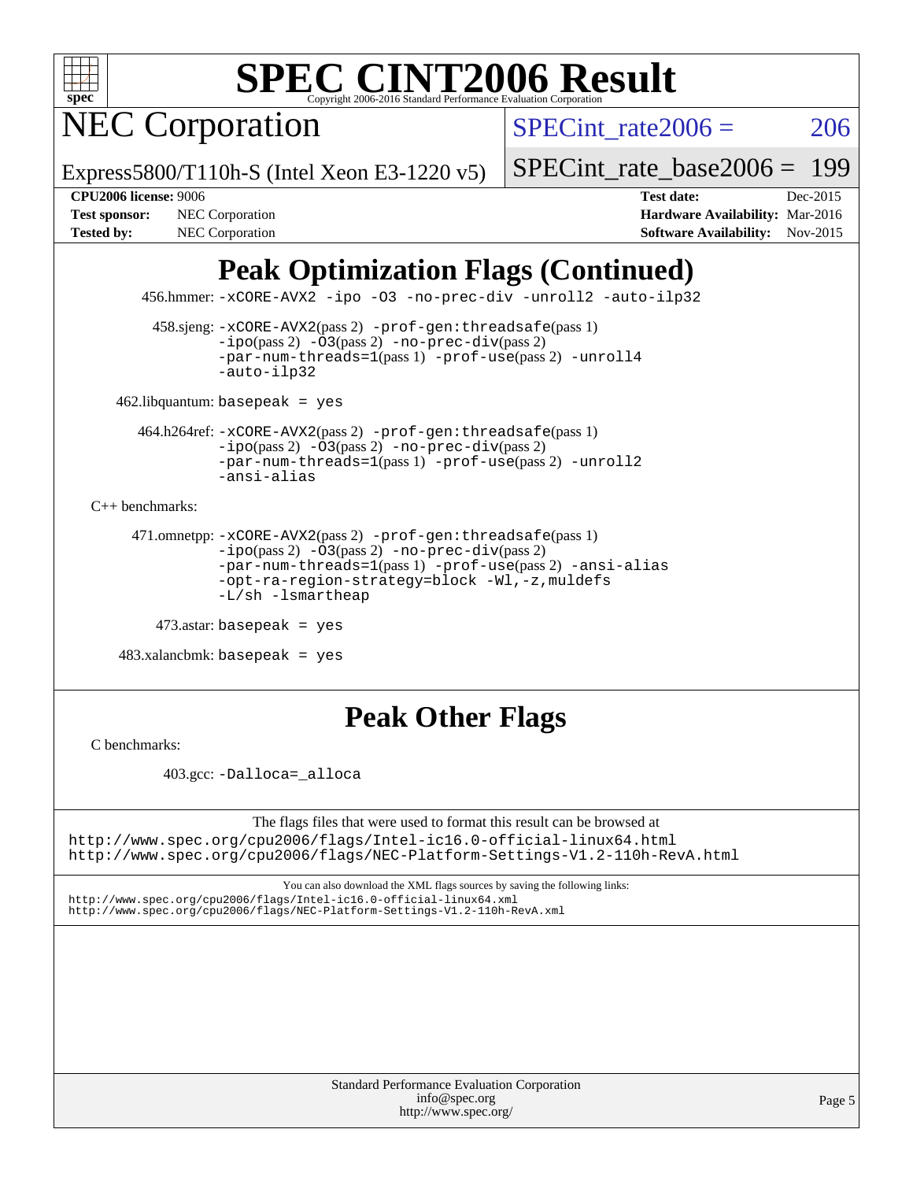# SPEC CINT2006 Result

Copyright 2006-2016 Standard Performance Evaluation Corporation

## NEC Corporation

Express5800/T110h-S (Intel Xeon E3-1220 v5)

SPECint_rate2006 = 206

SPECint_rate_base2006 = 199

**CPU2006 license:** 9006
**Test sponsor:** NEC Corporation
**Tested by:** NEC Corporation

**Test date:** Dec-2015
**Hardware Availability:** Mar-2016
**Software Availability:** Nov-2015

## Peak Optimization Flags (Continued)

456.hmmer: `-xCORE-AVX2 -ipo -O3 -no-prec-div -unroll2 -auto-ilp32`

458.sjeng: `-xCORE-AVX2`(pass 2) `-prof-gen:threadsafe`(pass 1) `-ipo`(pass 2) `-O3`(pass 2) `-no-prec-div`(pass 2) `-par-num-threads=1`(pass 1) `-prof-use`(pass 2) `-unroll4` `-auto-ilp32`

462.libquantum: `basepeak = yes`

464.h264ref: `-xCORE-AVX2`(pass 2) `-prof-gen:threadsafe`(pass 1) `-ipo`(pass 2) `-O3`(pass 2) `-no-prec-div`(pass 2) `-par-num-threads=1`(pass 1) `-prof-use`(pass 2) `-unroll2` `-ansi-alias`

C++ benchmarks:

471.omnetpp: `-xCORE-AVX2`(pass 2) `-prof-gen:threadsafe`(pass 1) `-ipo`(pass 2) `-O3`(pass 2) `-no-prec-div`(pass 2) `-par-num-threads=1`(pass 1) `-prof-use`(pass 2) `-ansi-alias` `-opt-ra-region-strategy=block` `-Wl,-z,muldefs` `-L/sh -lsmartheap`

473.astar: `basepeak = yes`

483.xalancbmk: `basepeak = yes`

## Peak Other Flags

C benchmarks:

403.gcc: `-Dalloca=_alloca`

The flags files that were used to format this result can be browsed at
http://www.spec.org/cpu2006/flags/Intel-ic16.0-official-linux64.html
http://www.spec.org/cpu2006/flags/NEC-Platform-Settings-V1.2-110h-RevA.html

You can also download the XML flags sources by saving the following links:
http://www.spec.org/cpu2006/flags/Intel-ic16.0-official-linux64.xml
http://www.spec.org/cpu2006/flags/NEC-Platform-Settings-V1.2-110h-RevA.xml

Standard Performance Evaluation Corporation
info@spec.org
http://www.spec.org/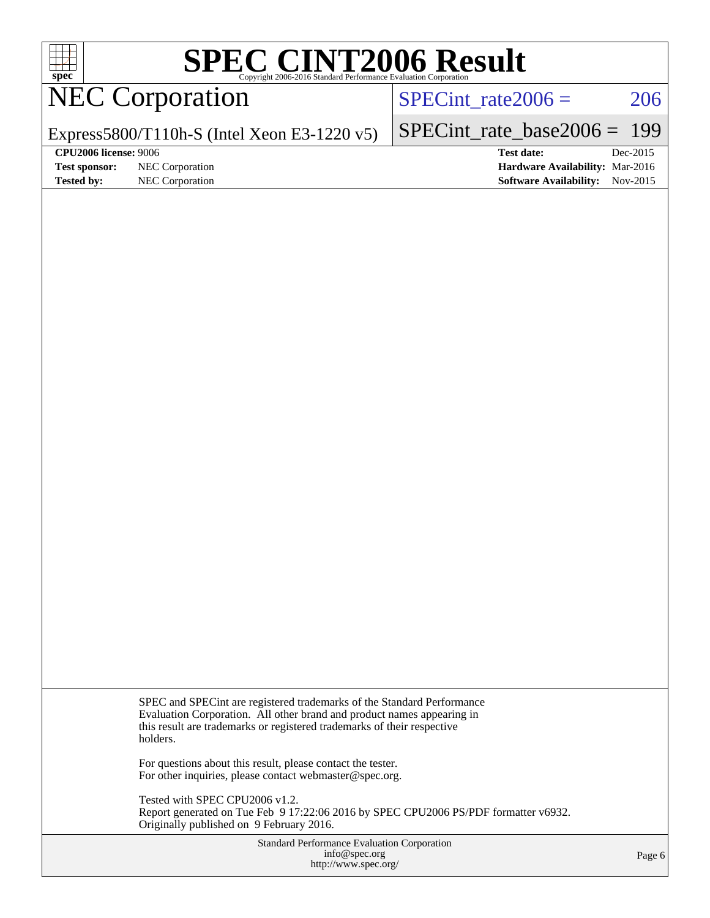SPEC and SPECint are registered trademarks of the Standard Performance Evaluation Corporation. All other brand and product names appearing in this result are trademarks or registered trademarks of their respective holders.

For questions about this result, please contact the tester.
For other inquiries, please contact webmaster@spec.org.

Tested with SPEC CPU2006 v1.2.
Report generated on Tue Feb 9 17:22:06 2016 by SPEC CPU2006 PS/PDF formatter v6932.
Originally published on 9 February 2016.